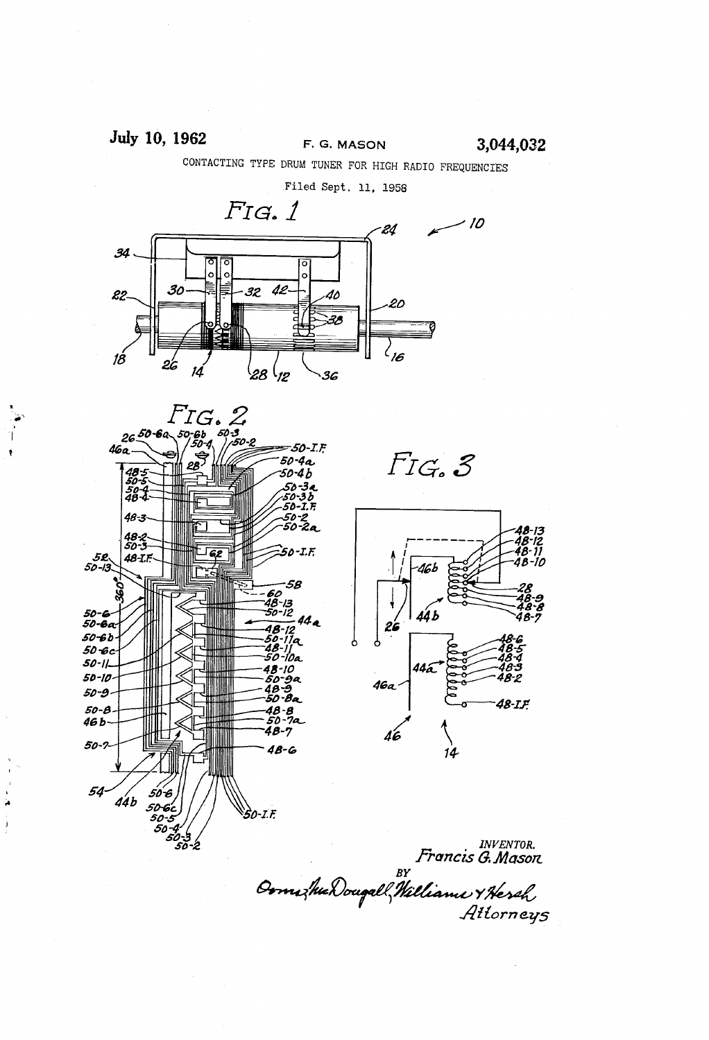July 10, 1962 F. G. MASON 3,044,032

CONTACTING TYPE DRUM TUNER FOR HIGH RADIO FREQUENCIES

Filed Sept. 11, 1958

FIG. 1

FIG. 2

FIG. 3

INVENTOR.
Francis G. Mason

BY

Osmond MacDougall, Williams & Hersh
Attorneys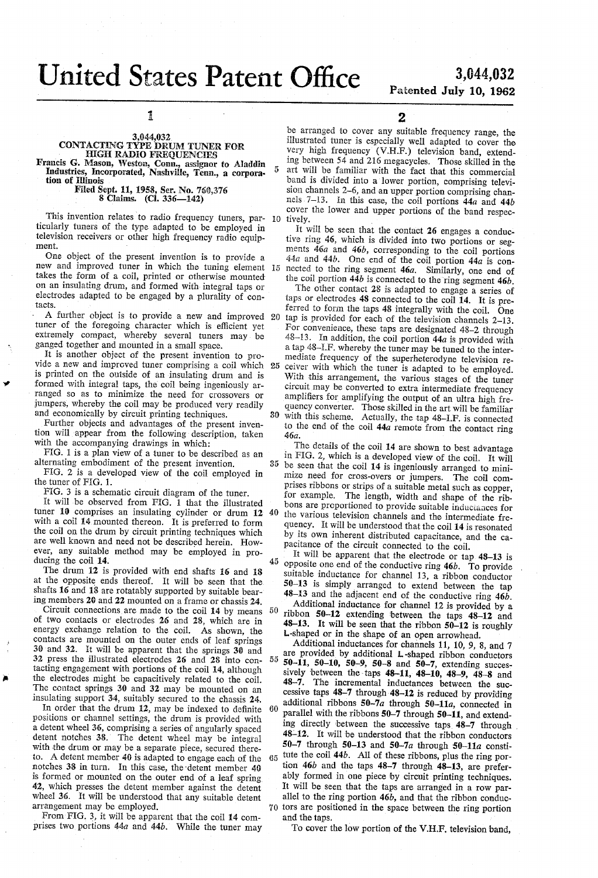# United States Patent Office

**3,044,032**
**Patented July 10, 1962**

## 3,044,032
### CONTACTING TYPE DRUM TUNER FOR HIGH RADIO FREQUENCIES

Francis G. Mason, Weston, Conn., assignor to Aladdin Industries, Incorporated, Nashville, Tenn., a corporation of Illinois

Filed Sept. 11, 1958, Ser. No. 760,376
8 Claims. (Cl. 336—142)

This invention relates to radio frequency tuners, particularly tuners of the type adapted to be employed in television receivers or other high frequency radio equipment.

One object of the present invention is to provide a new and improved tuner in which the tuning element takes the form of a coil, printed or otherwise mounted on an insulating drum, and formed with integral taps or electrodes adapted to be engaged by a plurality of contacts.

A further object is to provide a new and improved tuner of the foregoing character which is efficient yet extremely compact, whereby several tuners may be ganged together and mounted in a small space.

It is another object of the present invention to provide a new and improved tuner comprising a coil which is printed on the outside of an insulating drum and is formed with integral taps, the coil being ingeniously arranged so as to minimize the need for crossovers or jumpers, whereby the coil may be produced very readily and economically by circuit printing techniques.

Further objects and advantages of the present invention will appear from the following description, taken with the accompanying drawings in which:

FIG. 1 is a plan view of a tuner to be described as an alternating embodiment of the present invention.

FIG. 2 is a developed view of the coil employed in the tuner of FIG. 1.

FIG. 3 is a schematic circuit diagram of the tuner.

It will be observed from FIG. 1 that the illustrated tuner **10** comprises an insulating cylinder or drum **12** with a coil **14** mounted thereon. It is preferred to form the coil on the drum by circuit printing techniques which are well known and need not be described herein. However, any suitable method may be employed in producing the coil **14**.

The drum **12** is provided with end shafts **16** and **18** at the opposite ends thereof. It will be seen that the shafts **16** and **18** are rotatably supported by suitable bearing members **20** and **22** mounted on a frame or chassis **24**.

Circuit connections are made to the coil **14** by means of two contacts or electrodes **26** and **28**, which are in energy exchange relation to the coil. As shown, the contacts are mounted on the outer ends of leaf springs **30** and **32**. It will be apparent that the springs **30** and **32** press the illustrated electrodes **26** and **28** into contacting engagement with portions of the coil **14**, although the electrodes might be capacitively related to the coil. The contact springs **30** and **32** may be mounted on an insulating support **34**, suitably secured to the chassis **24**.

In order that the drum **12**, may be indexed to definite positions or channel settings, the drum is provided with a detent wheel **36**, comprising a series of angularly spaced detent notches **38**. The detent wheel may be integral with the drum or may be a separate piece, secured thereto. A detent member **40** is adapted to engage each of the notches **38** in turn. In this case, the detent member **40** is formed or mounted on the outer end of a leaf spring **42**, which presses the detent member against the detent wheel **36**. It will be understood that any suitable detent arrangement may be employed.

From FIG. 3, it will be apparent that the coil **14** comprises two portions **44a** and **44b**. While the tuner may be arranged to cover any suitable frequency range, the illustrated tuner is especially well adapted to cover the very high frequency (V.H.F.) television band, extending between 54 and 216 megacycles. Those skilled in the art will be familiar with the fact that this commercial band is divided into a lower portion, comprising television channels 2–6, and an upper portion comprising channels 7–13. In this case, the coil portions **44a** and **44b** cover the lower and upper portions of the band respectively.

It will be seen that the contact **26** engages a conductive ring **46**, which is divided into two portions or segments **46a** and **46b**, corresponding to the coil portions **44a** and **44b**. One end of the coil portion **44a** is connected to the ring segment **46a**. Similarly, one end of the coil portion **44b** is connected to the ring segment **46b**.

The other contact **28** is adapted to engage a series of taps or electrodes **48** connected to the coil **14**. It is preferred to form the taps **48** integrally with the coil. One tap is provided for each of the television channels 2–13. For convenience, these taps are designated **48–2** through **48–13**. In addition, the coil portion **44a** is provided with a tap **48–I.F.** whereby the tuner may be tuned to the intermediate frequency of the superheterodyne television receiver with which the tuner is adapted to be employed. With this arrangement, the various stages of the tuner circuit may be converted to extra intermediate frequency amplifiers for amplifying the output of an ultra high frequency converter. Those skilled in the art will be familiar with this scheme. Actually, the tap **48–I.F.** is connected to the end of the coil **44a** remote from the contact ring **46a**.

The details of the coil **14** are shown to best advantage in FIG. 2, which is a developed view of the coil. It will be seen that the coil **14** is ingeniously arranged to minimize need for cross-overs or jumpers. The coil comprises ribbons or strips of a suitable metal such as copper, for example. The length, width and shape of the ribbons are proportioned to provide suitable inductances for the various television channels and the intermediate frequency. It will be understood that the coil **14** is resonated by its own inherent distributed capacitance, and the capacitance of the circuit connected to the coil.

It will be apparent that the electrode or tap **48–13** is opposite one end of the conductive ring **46b**. To provide suitable inductance for channel 13, a ribbon conductor **50–13** is simply arranged to extend between the tap **48–13** and the adjacent end of the conductive ring **46b**.

Additional inductance for channel 12 is provided by a ribbon **50–12** extending between the taps **48–12** and **48–13**. It will be seen that the ribbon **50–12** is roughly L-shaped or in the shape of an open arrowhead.

Additional inductances for channels 11, 10, 9, 8, and 7 are provided by additional L-shaped ribbon conductors **50–11**, **50–10**, **50–9**, **50–8** and **50–7**, extending successively between the taps **48–11**, **48–10**, **48–9**, **48–8** and **48–7**. The incremental inductances between the successive taps **48–7** through **48–12** is reduced by providing additional ribbons **50–7a** through **50–11a**, connected in parallel with the ribbons **50–7** through **50–11**, and extending directly between the successive taps **48–7** through **48–12**. It will be understood that the ribbon conductors **50–7** through **50–13** and **50–7a** through **50–11a** constitute the coil **44b**. All of these ribbons, plus the ring portion **46b** and the taps **48–7** through **48–13**, are preferably formed in one piece by circuit printing techniques. It will be seen that the taps are arranged in a row parallel to the ring portion **46b**, and that the ribbon conductors are positioned in the space between the ring portion and the taps.

To cover the low portion of the V.H.F. television band,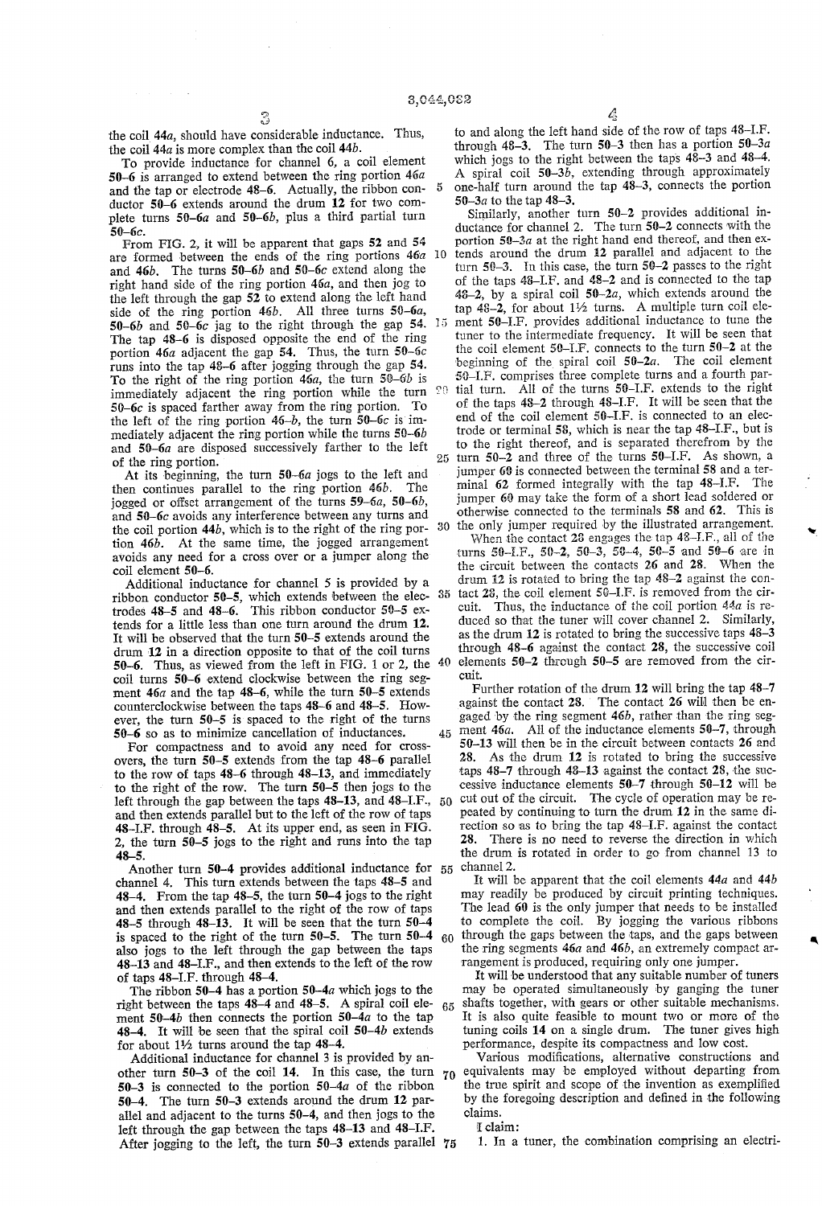the coil 44a, should have considerable inductance. Thus, the coil 44a is more complex than the coil 44b.

To provide inductance for channel 6, a coil element 50–6 is arranged to extend between the ring portion 46a and the tap or electrode 48–6. Actually, the ribbon conductor 50–6 extends around the drum 12 for two complete turns 50–6a and 50–6b, plus a third partial turn 50–6c.

From FIG. 2, it will be apparent that gaps 52 and 54 are formed between the ends of the ring portions 46a and 46b. The turns 50–6b and 50–6c extend along the right hand side of the ring portion 46a, and then jog to the left through the gap 52 to extend along the left hand side of the ring portion 46b. All three turns 50–6a, 50–6b and 50–6c jag to the right through the gap 54. The tap 48–6 is disposed opposite the end of the ring portion 46a adjacent the gap 54. Thus, the turn 50–6c runs into the tap 48–6 after jogging through the gap 54. To the right of the ring portion 46a, the turn 50–6b is immediately adjacent the ring portion while the turn 50–6c is spaced farther away from the ring portion. To the left of the ring portion 46–b, the turn 50–6c is immediately adjacent the ring portion while the turns 50–6b and 50–6a are disposed successively farther to the left of the ring portion.

At its beginning, the turn 50–6a jogs to the left and then continues parallel to the ring portion 46b. The jogged or offset arrangement of the turns 59–6a, 50–6b, and 50–6c avoids any interference between any turns and the coil portion 44b, which is to the right of the ring portion 46b. At the same time, the jogged arrangement avoids any need for a cross over or a jumper along the coil element 50–6.

Additional inductance for channel 5 is provided by a ribbon conductor 50–5, which extends between the electrodes 48–5 and 48–6. This ribbon conductor 50–5 extends for a little less than one turn around the drum 12. It will be observed that the turn 50–5 extends around the drum 12 in a direction opposite to that of the coil turns 50–6. Thus, as viewed from the left in FIG. 1 or 2, the coil turns 50–6 extend clockwise between the ring segment 46a and the tap 48–6, while the turn 50–5 extends counterclockwise between the taps 48–6 and 48–5. However, the turn 50–5 is spaced to the right of the turns 50–6 so as to minimize cancellation of inductances.

For compactness and to avoid any need for crossovers, the turn 50–5 extends from the tap 48–6 parallel to the row of taps 48–6 through 48–13, and immediately to the right of the row. The turn 50–5 then jogs to the left through the gap between the taps 48–13, and 48–I.F., and then extends parallel but to the left of the row of taps 48–I.F. through 48–5. At its upper end, as seen in FIG. 2, the turn 50–5 jogs to the right and runs into the tap 48–5.

Another turn 50–4 provides additional inductance for channel 4. This turn extends between the taps 48–5 and 48–4. From the tap 48–5, the turn 50–4 jogs to the right and then extends parallel to the right of the row of taps 48–5 through 48–13. It will be seen that the turn 50–4 is spaced to the right of the turn 50–5. The turn 50–4 also jogs to the left through the gap between the taps 48–13 and 48–I.F., and then extends to the left of the row of taps 48–I.F. through 48–4.

The ribbon 50–4 has a portion 50–4a which jogs to the right between the taps 48–4 and 48–5. A spiral coil element 50–4b then connects the portion 50–4a to the tap 48–4. It will be seen that the spiral coil 50–4b extends for about 1½ turns around the tap 48–4.

Additional inductance for channel 3 is provided by another turn 50–3 of the coil 14. In this case, the turn 50–3 is connected to the portion 50–4a of the ribbon 50–4. The turn 50–3 extends around the drum 12 parallel and adjacent to the turns 50–4, and then jogs to the left through the gap between the taps 48–13 and 48–I.F. After jogging to the left, the turn 50–3 extends parallel to and along the left hand side of the row of taps 48–I.F. through 48–3. The turn 50–3 then has a portion 50–3a which jogs to the right between the taps 48–3 and 48–4. A spiral coil 50–3b, extending through approximately one-half turn around the tap 48–3, connects the portion 50–3a to the tap 48–3.

Similarly, another turn 50–2 provides additional inductance for channel 2. The turn 50–2 connects with the portion 50–3a at the right hand end thereof, and then extends around the drum 12 parallel and adjacent to the turn 50–3. In this case, the turn 50–2 passes to the right of the taps 48–I.F. and 48–2 and is connected to the tap 48–2, by a spiral coil 50–2a, which extends around the tap 48–2, for about 1½ turns. A multiple turn coil element 50–I.F. provides additional inductance to tune the tuner to the intermediate frequency. It will be seen that the coil element 50–I.F. connects to the turn 50–2 at the beginning of the spiral coil 50–2a. The coil element 50–I.F. comprises three complete turns and a fourth partial turn. All of the turns 50–I.F. extends to the right of the taps 48–2 through 48–I.F. It will be seen that the end of the coil element 50–I.F. is connected to an electrode or terminal 58, which is near the tap 48–I.F., but is to the right thereof, and is separated therefrom by the turn 50–2 and three of the turns 50–I.F. As shown, a jumper 60 is connected between the terminal 58 and a terminal 62 formed integrally with the tap 48–I.F. The jumper 60 may take the form of a short lead soldered or otherwise connected to the terminals 58 and 62. This is the only jumper required by the illustrated arrangement.

When the contact 28 engages the tap 48–I.F., all of the turns 50–I.F., 50–2, 50–3, 50–4, 50–5 and 50–6 are in the circuit between the contacts 26 and 28. When the drum 12 is rotated to bring the tap 48–2 against the contact 28, the coil element 50–I.F. is removed from the circuit. Thus, the inductance of the coil portion 44a is reduced so that the tuner will cover channel 2. Similarly, as the drum 12 is rotated to bring the successive taps 48–3 through 48–6 against the contact 28, the successive coil elements 50–2 through 50–5 are removed from the circuit.

Further rotation of the drum 12 will bring the tap 48–7 against the contact 28. The contact 26 will then be engaged by the ring segment 46b, rather than the ring segment 46a. All of the inductance elements 50–7, through 50–13 will then be in the circuit between contacts 26 and 28. As the drum 12 is rotated to bring the successive taps 48–7 through 48–13 against the contact 28, the successive inductance elements 50–7 through 50–12 will be cut out of the circuit. The cycle of operation may be repeated by continuing to turn the drum 12 in the same direction so as to bring the tap 48–I.F. against the contact 28. There is no need to reverse the direction in which the drum is rotated in order to go from channel 13 to channel 2.

It will be apparent that the coil elements 44a and 44b may readily be produced by circuit printing techniques. The lead 60 is the only jumper that needs to be installed to complete the coil. By jogging the various ribbons through the gaps between the taps, and the gaps between the ring segments 46a and 46b, an extremely compact arrangement is produced, requiring only one jumper.

It will be understood that any suitable number of tuners may be operated simultaneously by ganging the tuner shafts together, with gears or other suitable mechanisms. It is also quite feasible to mount two or more of the tuning coils 14 on a single drum. The tuner gives high performance, despite its compactness and low cost.

Various modifications, alternative constructions and equivalents may be employed without departing from the true spirit and scope of the invention as exemplified by the foregoing description and defined in the following claims.

I claim:

1. In a tuner, the combination comprising an electri-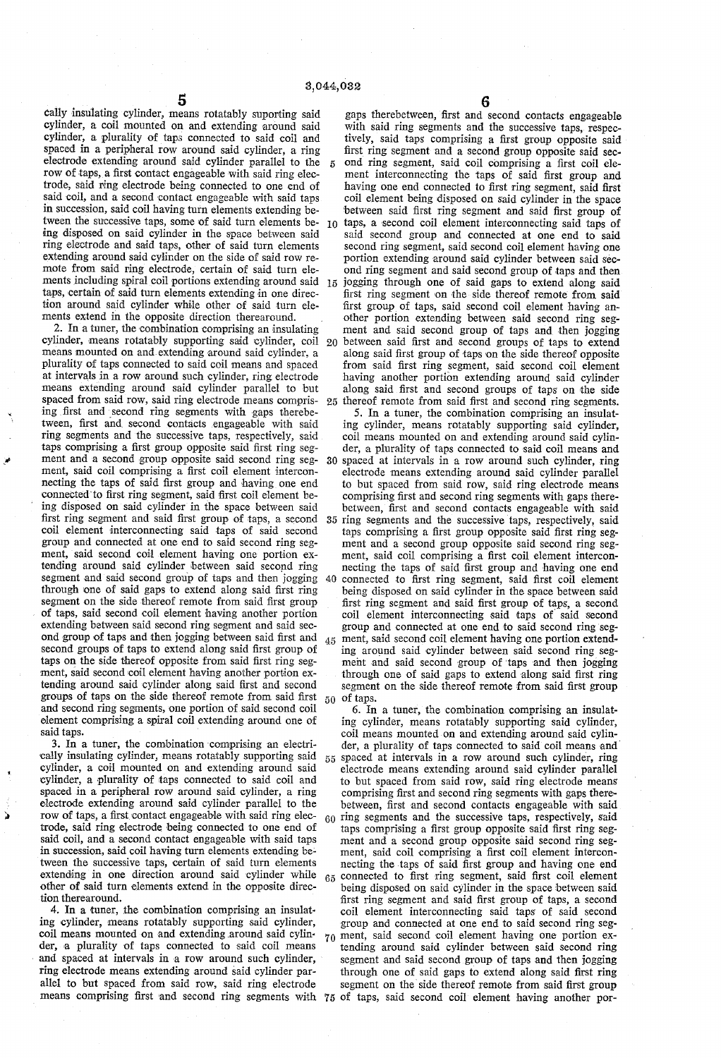cally insulating cylinder, means rotatably suporting said cylinder, a coil mounted on and extending around said cylinder, a plurality of taps connected to said coil and spaced in a peripheral row around said cylinder, a ring electrode extending around said cylinder parallel to the row of taps, a first contact engageable with said ring electrode, said ring electrode being connected to one end of said coil, and a second contact engageable with said taps in succession, said coil having turn elements extending between the successive taps, some of said turn elements being disposed on said cylinder in the space between said ring electrode and said taps, other of said turn elements extending around said cylinder on the side of said row remote from said ring electrode, certain of said turn elements including spiral coil portions extending around said taps, certain of said turn elements extending in one direction around said cylinder while other of said turn elements extend in the opposite direction therearound.

2. In a tuner, the combination comprising an insulating cylinder, means rotatably supporting said cylinder, coil means mounted on and extending around said cylinder, a plurality of taps connected to said coil means and spaced at intervals in a row around such cylinder, ring electrode means extending around said cylinder parallel to but spaced from said row, said ring electrode means comprising first and second ring segments with gaps therebetween, first and second contacts engageable with said ring segments and the successive taps, respectively, said taps comprising a first group opposite said first ring segment and a second group opposite said second ring segment, said coil comprising a first coil element interconnecting the taps of said first group and having one end connected to first ring segment, said first coil element being disposed on said cylinder in the space between said first ring segment and said first group of taps, a second coil element interconnecting said taps of said second group and connected at one end to said second ring segment, said second coil element having one portion extending around said cylinder between said second ring segment and said second group of taps and then jogging through one of said gaps to extend along said first ring segment on the side thereof remote from said first group of taps, said second coil element having another portion extending between said second ring segment and said second group of taps and then jogging between said first and second groups of taps to extend along said first group of taps on the side thereof opposite from said first ring segment, said second coil element having another portion extending around said cylinder along said first and second groups of taps on the side thereof remote from said first and second ring segments, one portion of said second coil element comprising a spiral coil extending around one of said taps.

3. In a tuner, the combination comprising an electrically insulating cylinder, means rotatably supporting said cylinder, a coil mounted on and extending around said cylinder, a plurality of taps connected to said coil and spaced in a peripheral row around said cylinder, a ring electrode extending around said cylinder parallel to the row of taps, a first contact engageable with said ring electrode, said ring electrode being connected to one end of said coil, and a second contact engageable with said taps in succession, said coil having turn elements extending between the successive taps, certain of said turn elements extending in one direction around said cylinder while other of said turn elements extend in the opposite direction therearound.

4. In a tuner, the combination comprising an insulating cylinder, means rotatably supporting said cylinder, coil means mounted on and extending around said cylinder, a plurality of taps connected to said coil means and spaced at intervals in a row around such cylinder, ring electrode means extending around said cylinder parallel to but spaced from said row, said ring electrode means comprising first and second ring segments with gaps therebetween, first and second contacts engageable with said ring segments and the successive taps, respectively, said taps comprising a first group opposite said first ring segment and a second group opposite said second ring segment, said coil comprising a first coil element interconnecting the taps of said first group and having one end connected to first ring segment, said first coil element being disposed on said cylinder in the space between said first ring segment and said first group of taps, a second coil element interconnecting said taps of said second group and connected at one end to said second ring segment, said second coil element having one portion extending around said cylinder between said second ring segment and said second group of taps and then jogging through one of said gaps to extend along said first ring segment on the side thereof remote from said first group of taps, said second coil element having another portion extending between said second ring segment and said second group of taps and then jogging between said first and second groups of taps to extend along said first group of taps on the side thereof opposite from said first ring segment, said second coil element having another portion extending around said cylinder along said first and second groups of taps on the side thereof remote from said first and second ring segments.

5. In a tuner, the combination comprising an insulating cylinder, means rotatably supporting said cylinder, coil means mounted on and extending around said cylinder, a plurality of taps connected to said coil means and spaced at intervals in a row around such cylinder, ring electrode means extending around said cylinder parallel to but spaced from said row, said ring electrode means comprising first and second ring segments with gaps therebetween, first and second contacts engageable with said ring segments and the successive taps, respectively, said taps comprising a first group opposite said first ring segment and a second group opposite said second ring segment, said coil comprising a first coil element interconnecting the taps of said first group and having one end connected to first ring segment, said first coil element being disposed on said cylinder in the space between said first ring segment and said first group of taps, a second coil element interconnecting said taps of said second group and connected at one end to said second ring segment, said second coil element having one portion extending around said cylinder between said second ring segment and said second group of taps and then jogging through one of said gaps to extend along said first ring segment on the side thereof remote from said first group of taps.

6. In a tuner, the combination comprising an insulating cylinder, means rotatably supporting said cylinder, coil means mounted on and extending around said cylinder, a plurality of taps connected to said coil means and spaced at intervals in a row around such cylinder, ring electrode means extending around said cylinder parallel to but spaced from said row, said ring electrode means comprising first and second ring segments with gaps therebetween, first and second contacts engageable with said ring segments and the successive taps, respectively, said taps comprising a first group opposite said first ring segment and a second group opposite said second ring segment, said coil comprising a first coil element interconnecting the taps of said first group and having one end connected to first ring segment, said first coil element being disposed on said cylinder in the space between said first ring segment and said first group of taps, a second coil element interconnecting said taps of said second group and connected at one end to said second ring segment, said second coil element having one portion extending around said cylinder between said second ring segment and said second group of taps and then jogging through one of said gaps to extend along said first ring segment on the side thereof remote from said first group of taps, said second coil element having another por-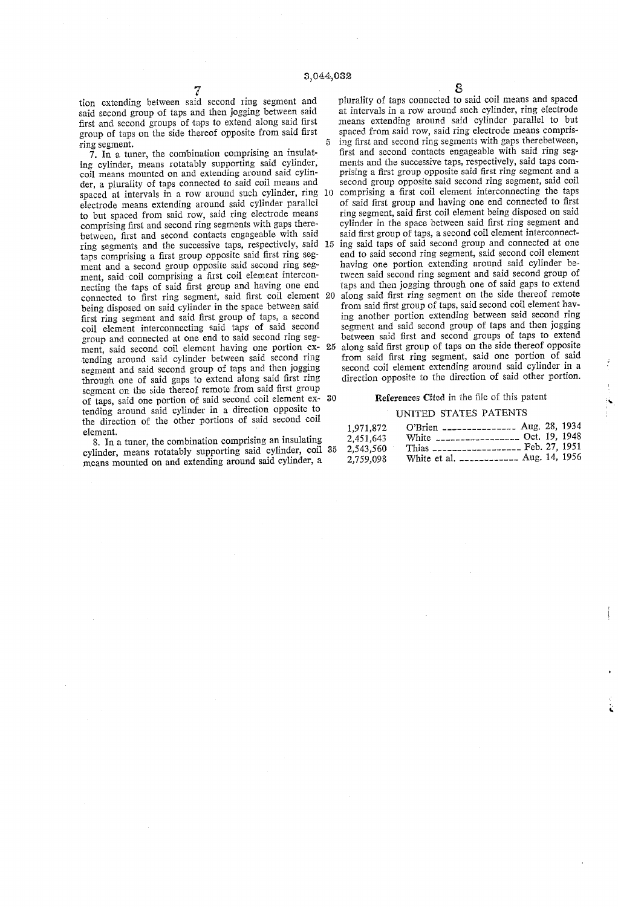tion extending between said second ring segment and said second group of taps and then jogging between said first and second groups of taps to extend along said first group of taps on the side thereof opposite from said first ring segment.

7. In a tuner, the combination comprising an insulating cylinder, means rotatably supporting said cylinder, coil means mounted on and extending around said cylinder, a plurality of taps connected to said coil means and spaced at intervals in a row around such cylinder, ring electrode means extending around said cylinder parallel to but spaced from said row, said ring electrode means comprising first and second ring segments with gaps therebetween, first and second contacts engageable with said ring segments and the successive taps, respectively, said taps comprising a first group opposite said first ring segment and a second group opposite said second ring segment, said coil comprising a first coil element interconnecting the taps of said first group and having one end connected to first ring segment, said first coil element being disposed on said cylinder in the space between said first ring segment and said first group of taps, a second coil element interconnecting said taps of said second group and connected at one end to said second ring segment, said second coil element having one portion extending around said cylinder between said second ring segment and said second group of taps and then jogging through one of said gaps to extend along said first ring segment on the side thereof remote from said first group of taps, said one portion of said second coil element extending around said cylinder in a direction opposite to the direction of the other portions of said second coil element.

8. In a tuner, the combination comprising an insulating cylinder, means rotatably supporting said cylinder, coil means mounted on and extending around said cylinder, a plurality of taps connected to said coil means and spaced at intervals in a row around such cylinder, ring electrode means extending around said cylinder parallel to but spaced from said row, said ring electrode means comprising first and second ring segments with gaps therebetween, first and second contacts engageable with said ring segments and the successive taps, respectively, said taps comprising a first group opposite said first ring segment and a second group opposite said second ring segment, said coil comprising a first coil element interconnecting the taps of said first group and having one end connected to first ring segment, said first coil element being disposed on said cylinder in the space between said first ring segment and said first group of taps, a second coil element interconnecting said taps of said second group and connected at one end to said second ring segment, said second coil element having one portion extending around said cylinder between said second ring segment and said second group of taps and then jogging through one of said gaps to extend along said first ring segment on the side thereof remote from said first group of taps, said second coil element having another portion extending between said second ring segment and said second group of taps and then jogging between said first and second groups of taps to extend along said first group of taps on the side thereof opposite from said first ring segment, said one portion of said second coil element extending around said cylinder in a direction opposite to the direction of said other portion.

## References Cited in the file of this patent

### UNITED STATES PATENTS

| | | |
|---|---|---|
| 1,971,872 | O'Brien | Aug. 28, 1934 |
| 2,451,643 | White | Oct. 19, 1948 |
| 2,543,560 | Thias | Feb. 27, 1951 |
| 2,759,098 | White et al. | Aug. 14, 1956 |